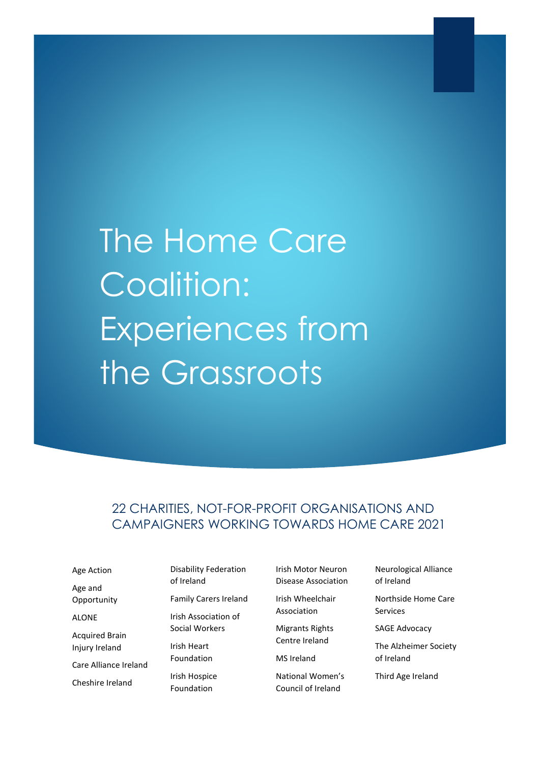# The Home Care Coalition: Experiences from the Grassroots

## 22 CHARITIES, NOT-FOR-PROFIT ORGANISATIONS AND CAMPAIGNERS WORKING TOWARDS HOME CARE 2021

- Age Action
- Age and Opportunity
- ALONE
- Acquired Brain Injury Ireland
- Care Alliance Ireland
- Cheshire Ireland
- Disability Federation of Ireland
- Family Carers Ireland
- Irish Association of Social Workers
- Irish Heart Foundation
- Irish Hospice Foundation
- Irish Motor Neuron Disease Association
- Irish Wheelchair Association
- Migrants Rights Centre Ireland
- MS Ireland
- National Women's Council of Ireland
- Neurological Alliance of Ireland
- Northside Home Care Services
- SAGE Advocacy
- The Alzheimer Society of Ireland
- Third Age Ireland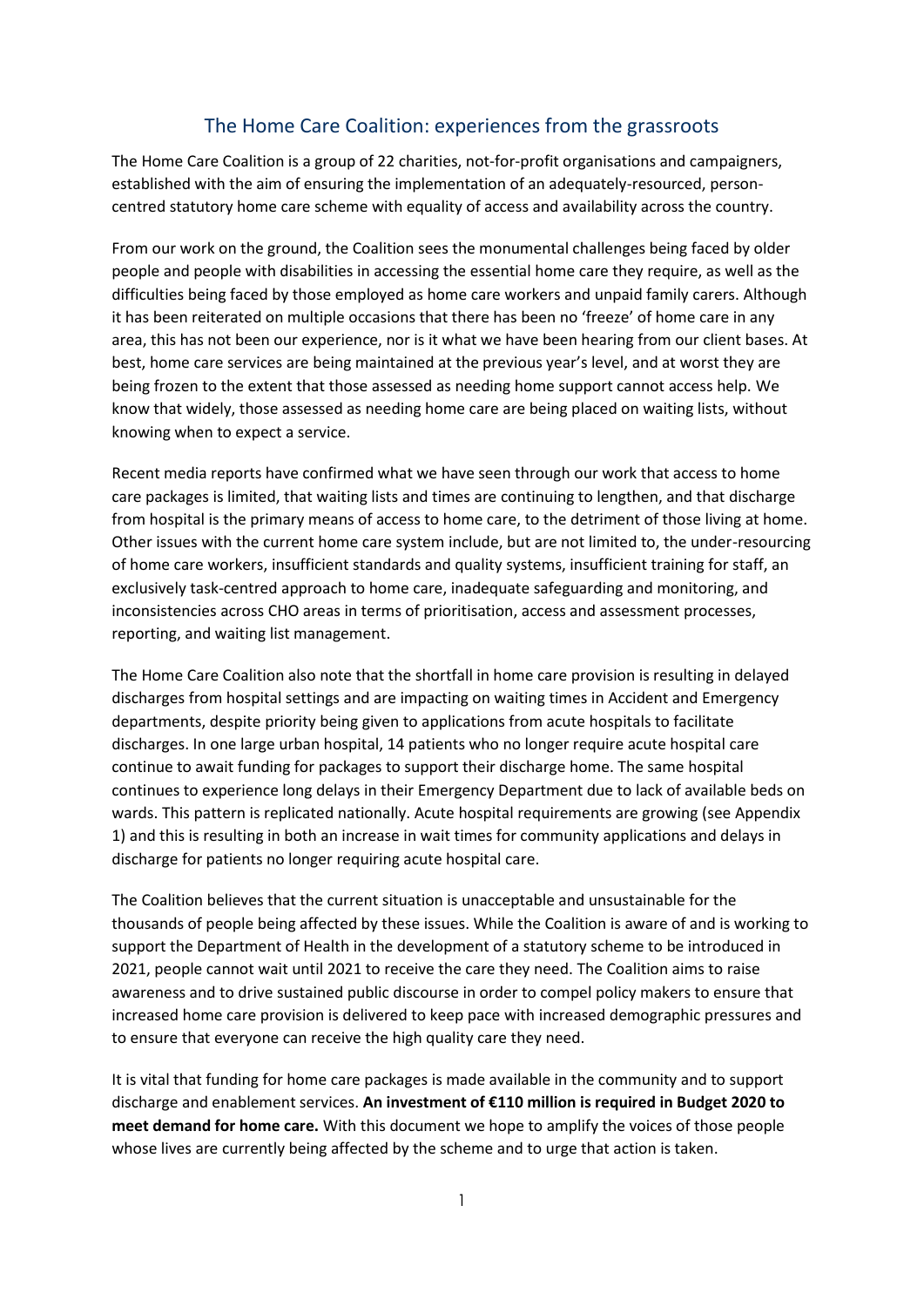# The Home Care Coalition: experiences from the grassroots

The Home Care Coalition is a group of 22 charities, not-for-profit organisations and campaigners, established with the aim of ensuring the implementation of an adequately-resourced, person-centred statutory home care scheme with equality of access and availability across the country.

From our work on the ground, the Coalition sees the monumental challenges being faced by older people and people with disabilities in accessing the essential home care they require, as well as the difficulties being faced by those employed as home care workers and unpaid family carers. Although it has been reiterated on multiple occasions that there has been no 'freeze' of home care in any area, this has not been our experience, nor is it what we have been hearing from our client bases. At best, home care services are being maintained at the previous year's level, and at worst they are being frozen to the extent that those assessed as needing home support cannot access help. We know that widely, those assessed as needing home care are being placed on waiting lists, without knowing when to expect a service.

Recent media reports have confirmed what we have seen through our work that access to home care packages is limited, that waiting lists and times are continuing to lengthen, and that discharge from hospital is the primary means of access to home care, to the detriment of those living at home. Other issues with the current home care system include, but are not limited to, the under-resourcing of home care workers, insufficient standards and quality systems, insufficient training for staff, an exclusively task-centred approach to home care, inadequate safeguarding and monitoring, and inconsistencies across CHO areas in terms of prioritisation, access and assessment processes, reporting, and waiting list management.

The Home Care Coalition also note that the shortfall in home care provision is resulting in delayed discharges from hospital settings and are impacting on waiting times in Accident and Emergency departments, despite priority being given to applications from acute hospitals to facilitate discharges. In one large urban hospital, 14 patients who no longer require acute hospital care continue to await funding for packages to support their discharge home. The same hospital continues to experience long delays in their Emergency Department due to lack of available beds on wards. This pattern is replicated nationally. Acute hospital requirements are growing (see Appendix 1) and this is resulting in both an increase in wait times for community applications and delays in discharge for patients no longer requiring acute hospital care.

The Coalition believes that the current situation is unacceptable and unsustainable for the thousands of people being affected by these issues. While the Coalition is aware of and is working to support the Department of Health in the development of a statutory scheme to be introduced in 2021, people cannot wait until 2021 to receive the care they need. The Coalition aims to raise awareness and to drive sustained public discourse in order to compel policy makers to ensure that increased home care provision is delivered to keep pace with increased demographic pressures and to ensure that everyone can receive the high quality care they need.

It is vital that funding for home care packages is made available in the community and to support discharge and enablement services. **An investment of €110 million is required in Budget 2020 to meet demand for home care.** With this document we hope to amplify the voices of those people whose lives are currently being affected by the scheme and to urge that action is taken.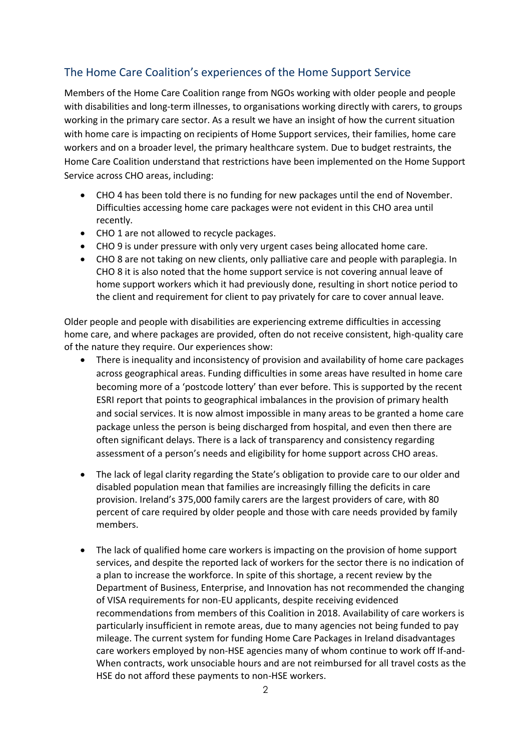## The Home Care Coalition's experiences of the Home Support Service

Members of the Home Care Coalition range from NGOs working with older people and people with disabilities and long-term illnesses, to organisations working directly with carers, to groups working in the primary care sector. As a result we have an insight of how the current situation with home care is impacting on recipients of Home Support services, their families, home care workers and on a broader level, the primary healthcare system. Due to budget restraints, the Home Care Coalition understand that restrictions have been implemented on the Home Support Service across CHO areas, including:

- CHO 4 has been told there is no funding for new packages until the end of November. Difficulties accessing home care packages were not evident in this CHO area until recently.
- CHO 1 are not allowed to recycle packages.
- CHO 9 is under pressure with only very urgent cases being allocated home care.
- CHO 8 are not taking on new clients, only palliative care and people with paraplegia. In CHO 8 it is also noted that the home support service is not covering annual leave of home support workers which it had previously done, resulting in short notice period to the client and requirement for client to pay privately for care to cover annual leave.

Older people and people with disabilities are experiencing extreme difficulties in accessing home care, and where packages are provided, often do not receive consistent, high-quality care of the nature they require. Our experiences show:

- There is inequality and inconsistency of provision and availability of home care packages across geographical areas. Funding difficulties in some areas have resulted in home care becoming more of a 'postcode lottery' than ever before. This is supported by the recent ESRI report that points to geographical imbalances in the provision of primary health and social services. It is now almost impossible in many areas to be granted a home care package unless the person is being discharged from hospital, and even then there are often significant delays. There is a lack of transparency and consistency regarding assessment of a person's needs and eligibility for home support across CHO areas.

- The lack of legal clarity regarding the State's obligation to provide care to our older and disabled population mean that families are increasingly filling the deficits in care provision. Ireland's 375,000 family carers are the largest providers of care, with 80 percent of care required by older people and those with care needs provided by family members.

- The lack of qualified home care workers is impacting on the provision of home support services, and despite the reported lack of workers for the sector there is no indication of a plan to increase the workforce. In spite of this shortage, a recent review by the Department of Business, Enterprise, and Innovation has not recommended the changing of VISA requirements for non-EU applicants, despite receiving evidenced recommendations from members of this Coalition in 2018. Availability of care workers is particularly insufficient in remote areas, due to many agencies not being funded to pay mileage. The current system for funding Home Care Packages in Ireland disadvantages care workers employed by non-HSE agencies many of whom continue to work off If-and-When contracts, work unsociable hours and are not reimbursed for all travel costs as the HSE do not afford these payments to non-HSE workers.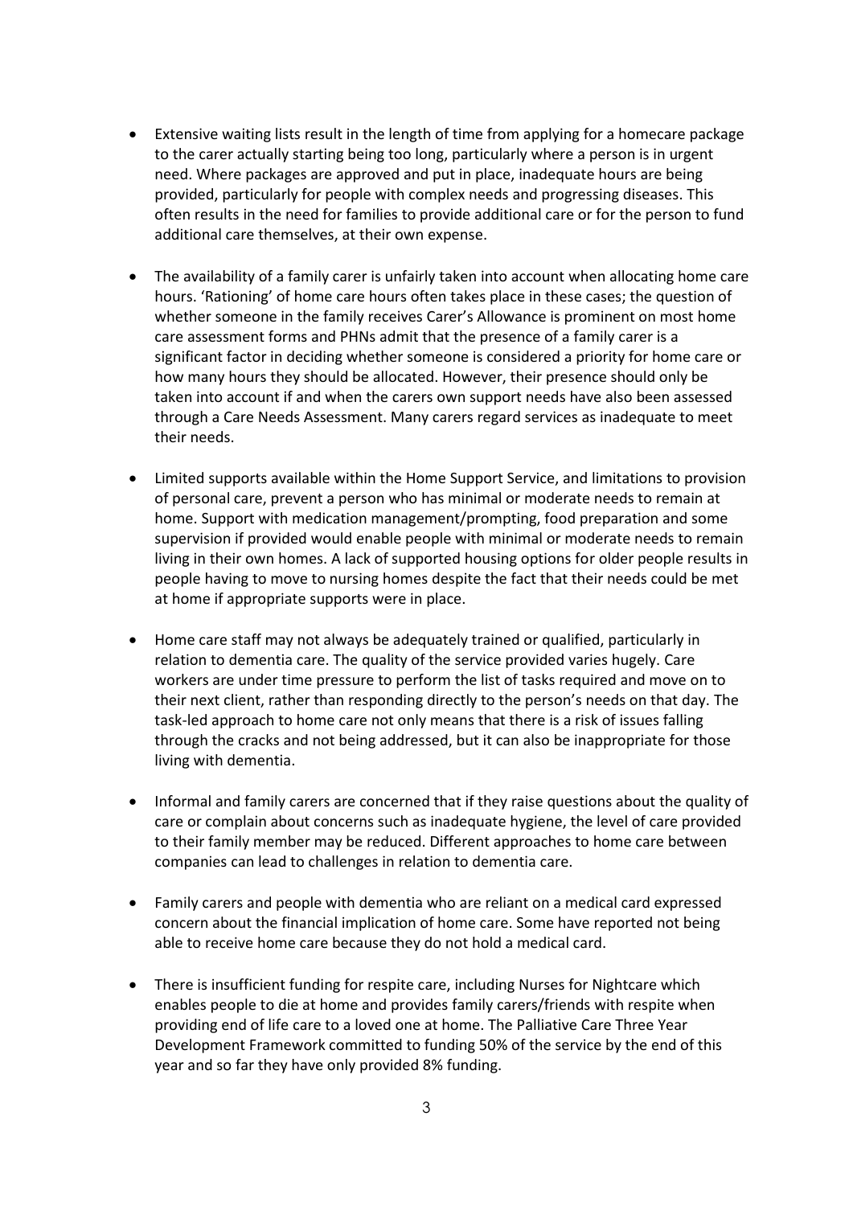- Extensive waiting lists result in the length of time from applying for a homecare package to the carer actually starting being too long, particularly where a person is in urgent need. Where packages are approved and put in place, inadequate hours are being provided, particularly for people with complex needs and progressing diseases. This often results in the need for families to provide additional care or for the person to fund additional care themselves, at their own expense.

- The availability of a family carer is unfairly taken into account when allocating home care hours. 'Rationing' of home care hours often takes place in these cases; the question of whether someone in the family receives Carer's Allowance is prominent on most home care assessment forms and PHNs admit that the presence of a family carer is a significant factor in deciding whether someone is considered a priority for home care or how many hours they should be allocated. However, their presence should only be taken into account if and when the carers own support needs have also been assessed through a Care Needs Assessment. Many carers regard services as inadequate to meet their needs.

- Limited supports available within the Home Support Service, and limitations to provision of personal care, prevent a person who has minimal or moderate needs to remain at home. Support with medication management/prompting, food preparation and some supervision if provided would enable people with minimal or moderate needs to remain living in their own homes. A lack of supported housing options for older people results in people having to move to nursing homes despite the fact that their needs could be met at home if appropriate supports were in place.

- Home care staff may not always be adequately trained or qualified, particularly in relation to dementia care. The quality of the service provided varies hugely. Care workers are under time pressure to perform the list of tasks required and move on to their next client, rather than responding directly to the person's needs on that day. The task-led approach to home care not only means that there is a risk of issues falling through the cracks and not being addressed, but it can also be inappropriate for those living with dementia.

- Informal and family carers are concerned that if they raise questions about the quality of care or complain about concerns such as inadequate hygiene, the level of care provided to their family member may be reduced. Different approaches to home care between companies can lead to challenges in relation to dementia care.

- Family carers and people with dementia who are reliant on a medical card expressed concern about the financial implication of home care. Some have reported not being able to receive home care because they do not hold a medical card.

- There is insufficient funding for respite care, including Nurses for Nightcare which enables people to die at home and provides family carers/friends with respite when providing end of life care to a loved one at home. The Palliative Care Three Year Development Framework committed to funding 50% of the service by the end of this year and so far they have only provided 8% funding.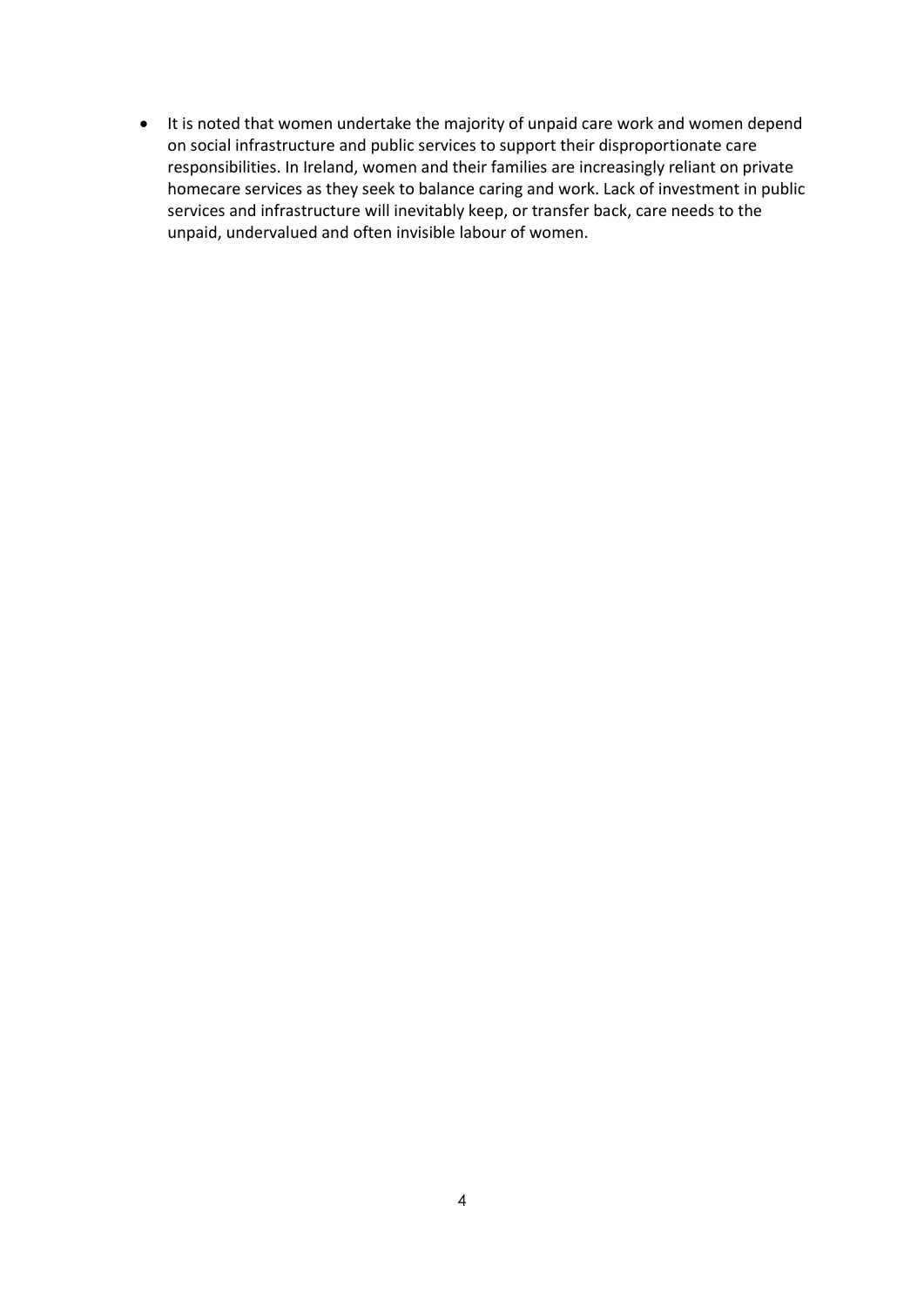- It is noted that women undertake the majority of unpaid care work and women depend on social infrastructure and public services to support their disproportionate care responsibilities. In Ireland, women and their families are increasingly reliant on private homecare services as they seek to balance caring and work. Lack of investment in public services and infrastructure will inevitably keep, or transfer back, care needs to the unpaid, undervalued and often invisible labour of women.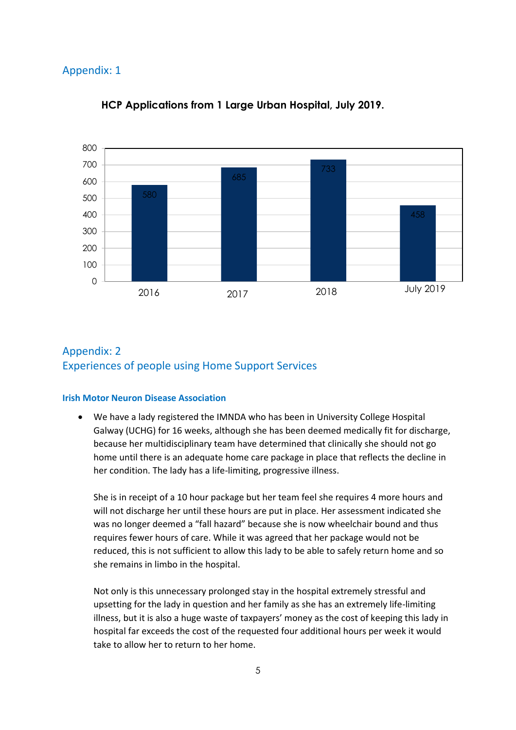## Appendix: 1

**HCP Applications from 1 Large Urban Hospital, July 2019.**

| Year | HCP Applications |
|---|---|
| 2016 | 580 |
| 2017 | 685 |
| 2018 | 733 |
| July 2019 | 458 |

## Appendix: 2
## Experiences of people using Home Support Services

### Irish Motor Neuron Disease Association

- We have a lady registered the IMNDA who has been in University College Hospital Galway (UCHG) for 16 weeks, although she has been deemed medically fit for discharge, because her multidisciplinary team have determined that clinically she should not go home until there is an adequate home care package in place that reflects the decline in her condition. The lady has a life-limiting, progressive illness.

  She is in receipt of a 10 hour package but her team feel she requires 4 more hours and will not discharge her until these hours are put in place. Her assessment indicated she was no longer deemed a "fall hazard" because she is now wheelchair bound and thus requires fewer hours of care. While it was agreed that her package would not be reduced, this is not sufficient to allow this lady to be able to safely return home and so she remains in limbo in the hospital.

  Not only is this unnecessary prolonged stay in the hospital extremely stressful and upsetting for the lady in question and her family as she has an extremely life-limiting illness, but it is also a huge waste of taxpayers' money as the cost of keeping this lady in hospital far exceeds the cost of the requested four additional hours per week it would take to allow her to return to her home.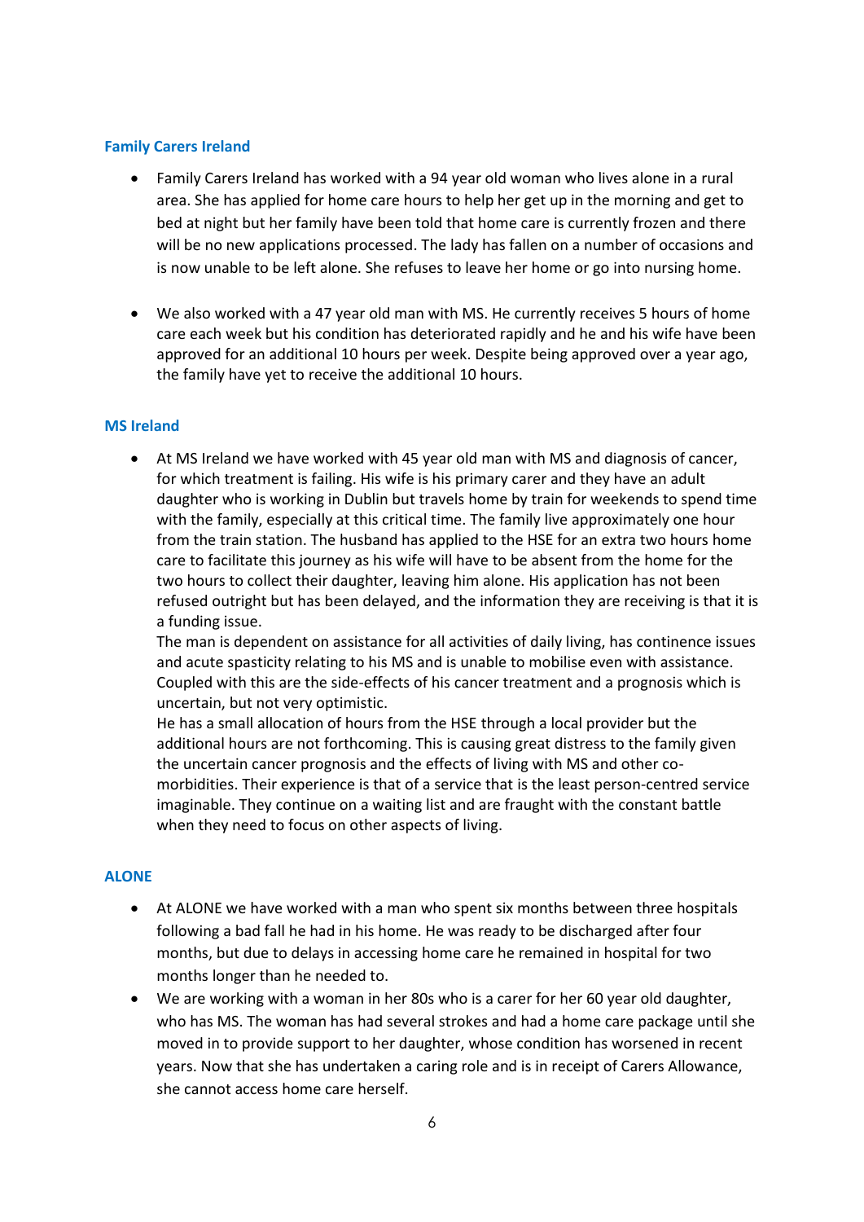### Family Carers Ireland

- Family Carers Ireland has worked with a 94 year old woman who lives alone in a rural area. She has applied for home care hours to help her get up in the morning and get to bed at night but her family have been told that home care is currently frozen and there will be no new applications processed. The lady has fallen on a number of occasions and is now unable to be left alone. She refuses to leave her home or go into nursing home.

- We also worked with a 47 year old man with MS. He currently receives 5 hours of home care each week but his condition has deteriorated rapidly and he and his wife have been approved for an additional 10 hours per week. Despite being approved over a year ago, the family have yet to receive the additional 10 hours.

### MS Ireland

- At MS Ireland we have worked with 45 year old man with MS and diagnosis of cancer, for which treatment is failing. His wife is his primary carer and they have an adult daughter who is working in Dublin but travels home by train for weekends to spend time with the family, especially at this critical time. The family live approximately one hour from the train station. The husband has applied to the HSE for an extra two hours home care to facilitate this journey as his wife will have to be absent from the home for the two hours to collect their daughter, leaving him alone. His application has not been refused outright but has been delayed, and the information they are receiving is that it is a funding issue.
  The man is dependent on assistance for all activities of daily living, has continence issues and acute spasticity relating to his MS and is unable to mobilise even with assistance. Coupled with this are the side-effects of his cancer treatment and a prognosis which is uncertain, but not very optimistic.
  He has a small allocation of hours from the HSE through a local provider but the additional hours are not forthcoming. This is causing great distress to the family given the uncertain cancer prognosis and the effects of living with MS and other co-morbidities. Their experience is that of a service that is the least person-centred service imaginable. They continue on a waiting list and are fraught with the constant battle when they need to focus on other aspects of living.

### ALONE

- At ALONE we have worked with a man who spent six months between three hospitals following a bad fall he had in his home. He was ready to be discharged after four months, but due to delays in accessing home care he remained in hospital for two months longer than he needed to.
- We are working with a woman in her 80s who is a carer for her 60 year old daughter, who has MS. The woman has had several strokes and had a home care package until she moved in to provide support to her daughter, whose condition has worsened in recent years. Now that she has undertaken a caring role and is in receipt of Carers Allowance, she cannot access home care herself.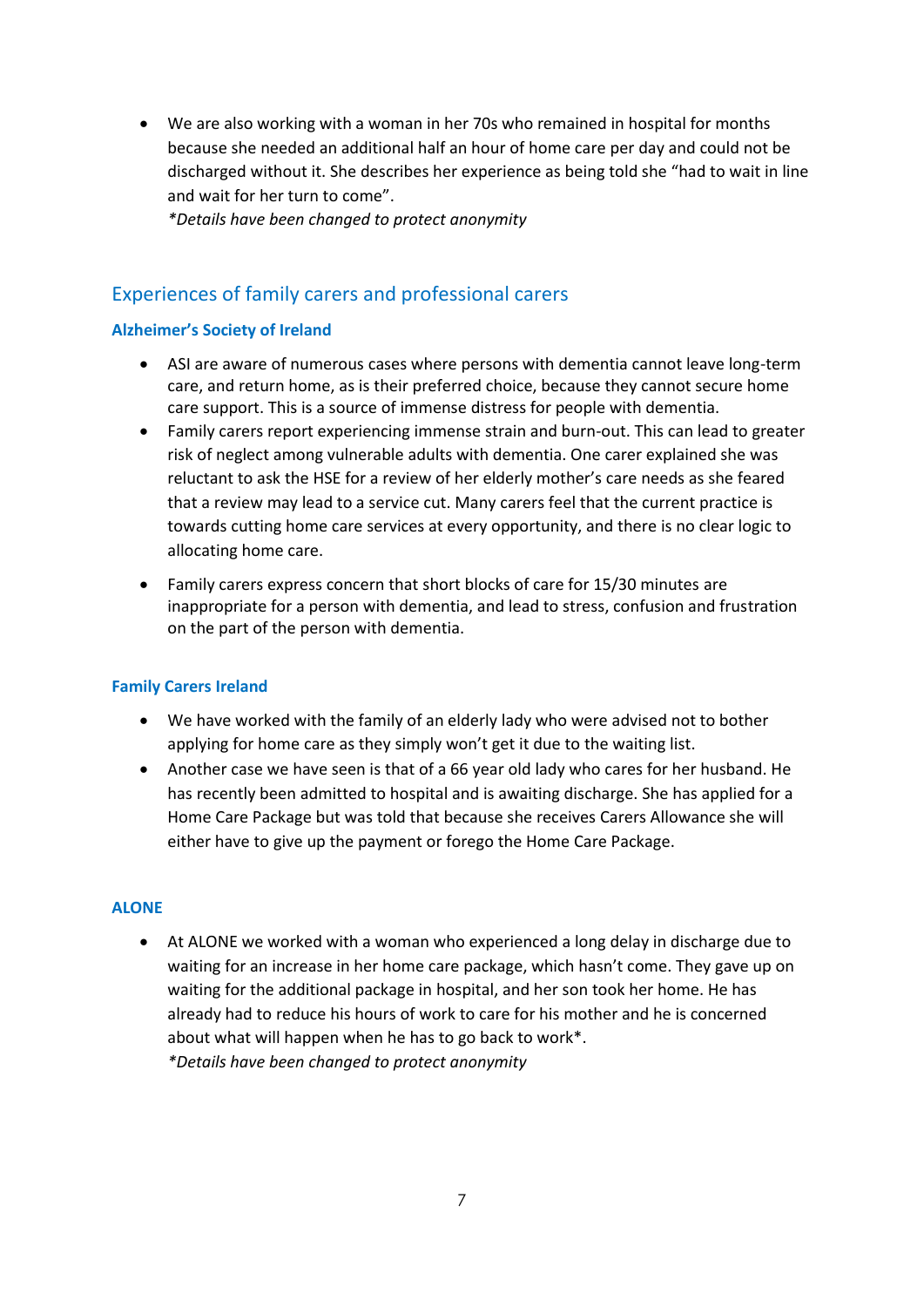- We are also working with a woman in her 70s who remained in hospital for months because she needed an additional half an hour of home care per day and could not be discharged without it. She describes her experience as being told she "had to wait in line and wait for her turn to come".
  *\*Details have been changed to protect anonymity*

## Experiences of family carers and professional carers

### Alzheimer's Society of Ireland

- ASI are aware of numerous cases where persons with dementia cannot leave long-term care, and return home, as is their preferred choice, because they cannot secure home care support. This is a source of immense distress for people with dementia.
- Family carers report experiencing immense strain and burn-out. This can lead to greater risk of neglect among vulnerable adults with dementia. One carer explained she was reluctant to ask the HSE for a review of her elderly mother's care needs as she feared that a review may lead to a service cut. Many carers feel that the current practice is towards cutting home care services at every opportunity, and there is no clear logic to allocating home care.
- Family carers express concern that short blocks of care for 15/30 minutes are inappropriate for a person with dementia, and lead to stress, confusion and frustration on the part of the person with dementia.

### Family Carers Ireland

- We have worked with the family of an elderly lady who were advised not to bother applying for home care as they simply won't get it due to the waiting list.
- Another case we have seen is that of a 66 year old lady who cares for her husband. He has recently been admitted to hospital and is awaiting discharge. She has applied for a Home Care Package but was told that because she receives Carers Allowance she will either have to give up the payment or forego the Home Care Package.

### ALONE

- At ALONE we worked with a woman who experienced a long delay in discharge due to waiting for an increase in her home care package, which hasn't come. They gave up on waiting for the additional package in hospital, and her son took her home. He has already had to reduce his hours of work to care for his mother and he is concerned about what will happen when he has to go back to work*.
  *\*Details have been changed to protect anonymity*